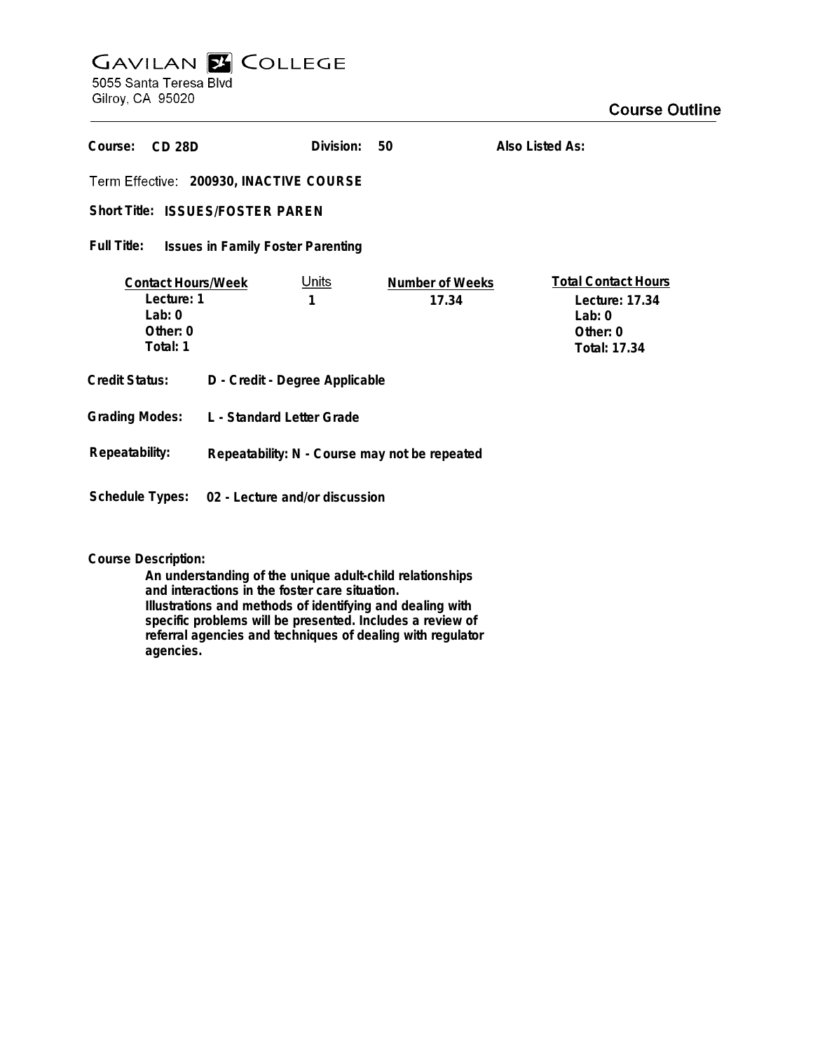# GAVILAN COLLEGE

5055 Santa Teresa Blvd
Gilroy, CA 95020

## Course Outline

**Course:** CD 28D **Division:** 50 **Also Listed As:**

**Term Effective:** 200930, INACTIVE COURSE

**Short Title:** ISSUES/FOSTER PAREN

**Full Title:** Issues in Family Foster Parenting

| Contact Hours/Week | Units | Number of Weeks | Total Contact Hours |
|---|---|---|---|
| Lecture: 1 | 1 | 17.34 | Lecture: 17.34 |
| Lab: 0 | | | Lab: 0 |
| Other: 0 | | | Other: 0 |
| Total: 1 | | | Total: 17.34 |

**Credit Status:** D - Credit - Degree Applicable

**Grading Modes:** L - Standard Letter Grade

**Repeatability:** Repeatability: N - Course may not be repeated

**Schedule Types:** 02 - Lecture and/or discussion

**Course Description:**

An understanding of the unique adult-child relationships and interactions in the foster care situation. Illustrations and methods of identifying and dealing with specific problems will be presented. Includes a review of referral agencies and techniques of dealing with regulator agencies.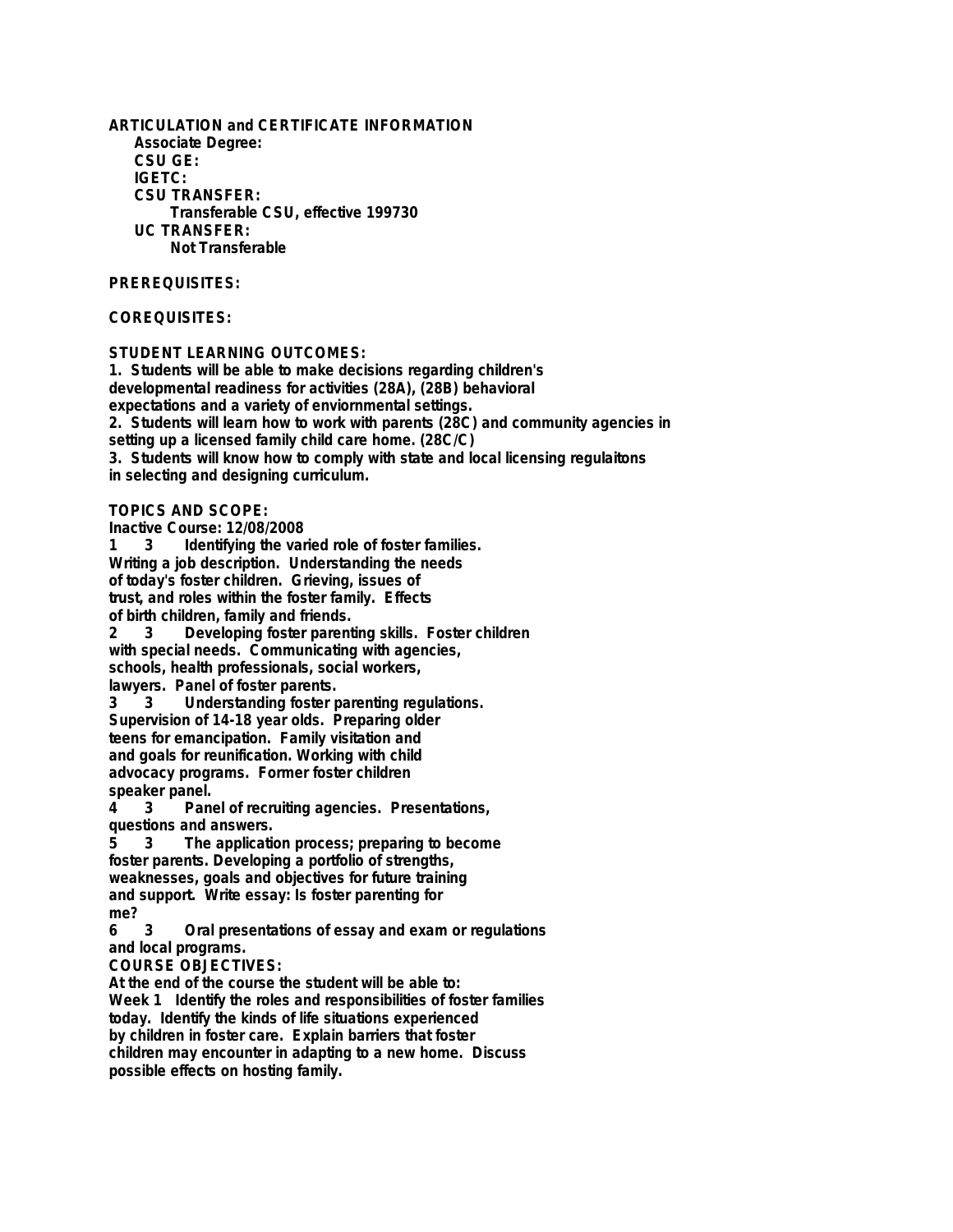**ARTICULATION and CERTIFICATE INFORMATION**

**Associate Degree:**

**CSU GE:**

**IGETC:**

**CSU TRANSFER:**

Transferable CSU, effective 199730

**UC TRANSFER:**

Not Transferable

**PREREQUISITES:**

**COREQUISITES:**

**STUDENT LEARNING OUTCOMES:**

1. Students will be able to make decisions regarding children's developmental readiness for activities (28A), (28B) behavioral expectations and a variety of enviornmental settings.
2. Students will learn how to work with parents (28C) and community agencies in setting up a licensed family child care home. (28C/C)
3. Students will know how to comply with state and local licensing regulaitons in selecting and designing curriculum.

**TOPICS AND SCOPE:**

Inactive Course: 12/08/2008

1 3 Identifying the varied role of foster families. Writing a job description. Understanding the needs of today's foster children. Grieving, issues of trust, and roles within the foster family. Effects of birth children, family and friends.

2 3 Developing foster parenting skills. Foster children with special needs. Communicating with agencies, schools, health professionals, social workers, lawyers. Panel of foster parents.

3 3 Understanding foster parenting regulations. Supervision of 14-18 year olds. Preparing older teens for emancipation. Family visitation and and goals for reunification. Working with child advocacy programs. Former foster children speaker panel.

4 3 Panel of recruiting agencies. Presentations, questions and answers.

5 3 The application process; preparing to become foster parents. Developing a portfolio of strengths, weaknesses, goals and objectives for future training and support. Write essay: Is foster parenting for me?

6 3 Oral presentations of essay and exam or regulations and local programs.

**COURSE OBJECTIVES:**

At the end of the course the student will be able to:

Week 1 Identify the roles and responsibilities of foster families today. Identify the kinds of life situations experienced by children in foster care. Explain barriers that foster children may encounter in adapting to a new home. Discuss possible effects on hosting family.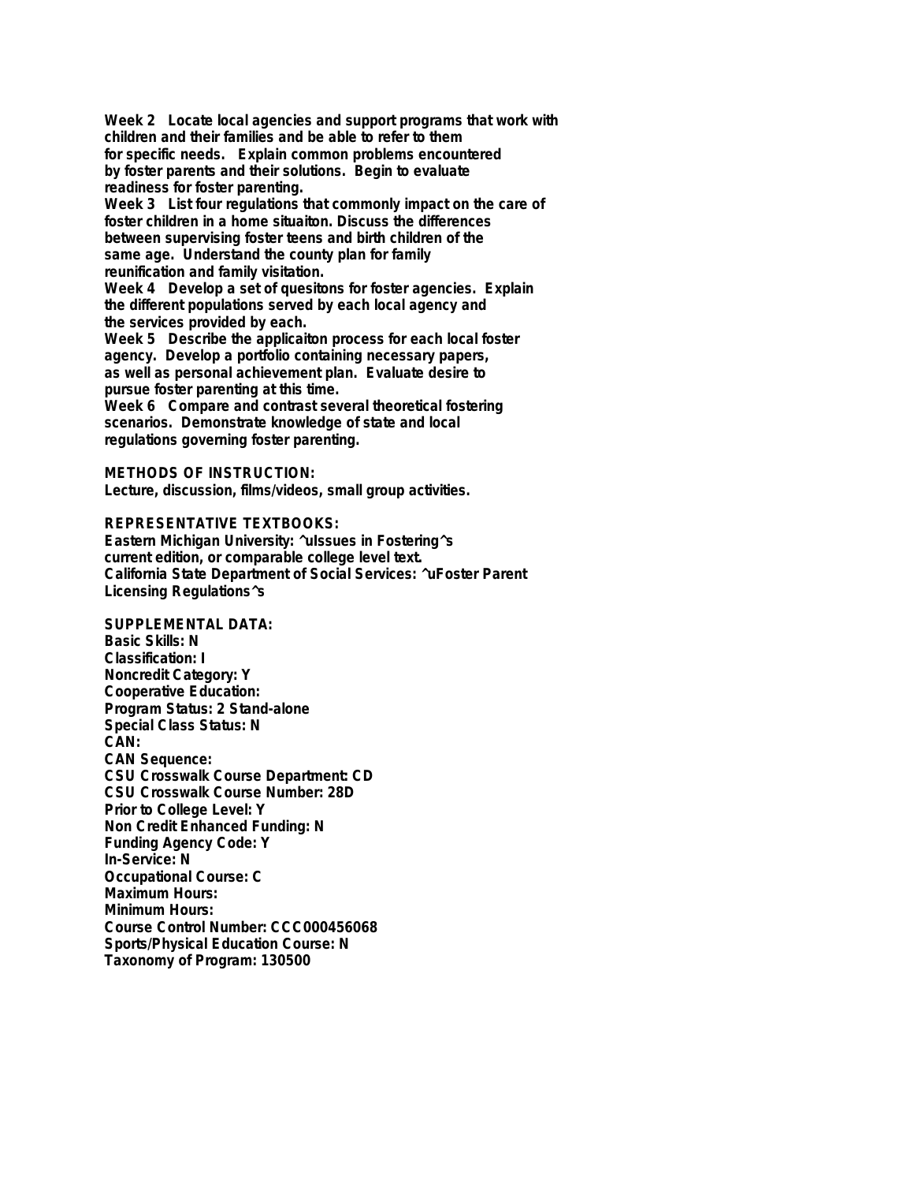Week 2 Locate local agencies and support programs that work with children and their families and be able to refer to them for specific needs. Explain common problems encountered by foster parents and their solutions. Begin to evaluate readiness for foster parenting.
Week 3 List four regulations that commonly impact on the care of foster children in a home situaiton. Discuss the differences between supervising foster teens and birth children of the same age. Understand the county plan for family reunification and family visitation.
Week 4 Develop a set of quesitons for foster agencies. Explain the different populations served by each local agency and the services provided by each.
Week 5 Describe the applicaiton process for each local foster agency. Develop a portfolio containing necessary papers, as well as personal achievement plan. Evaluate desire to pursue foster parenting at this time.
Week 6 Compare and contrast several theoretical fostering scenarios. Demonstrate knowledge of state and local regulations governing foster parenting.

METHODS OF INSTRUCTION:
Lecture, discussion, films/videos, small group activities.

REPRESENTATIVE TEXTBOOKS:
Eastern Michigan University: ^uIssues in Fostering^s current edition, or comparable college level text.
California State Department of Social Services: ^uFoster Parent Licensing Regulations^s

SUPPLEMENTAL DATA:
Basic Skills: N
Classification: I
Noncredit Category: Y
Cooperative Education:
Program Status: 2 Stand-alone
Special Class Status: N
CAN:
CAN Sequence:
CSU Crosswalk Course Department: CD
CSU Crosswalk Course Number: 28D
Prior to College Level: Y
Non Credit Enhanced Funding: N
Funding Agency Code: Y
In-Service: N
Occupational Course: C
Maximum Hours:
Minimum Hours:
Course Control Number: CCC000456068
Sports/Physical Education Course: N
Taxonomy of Program: 130500